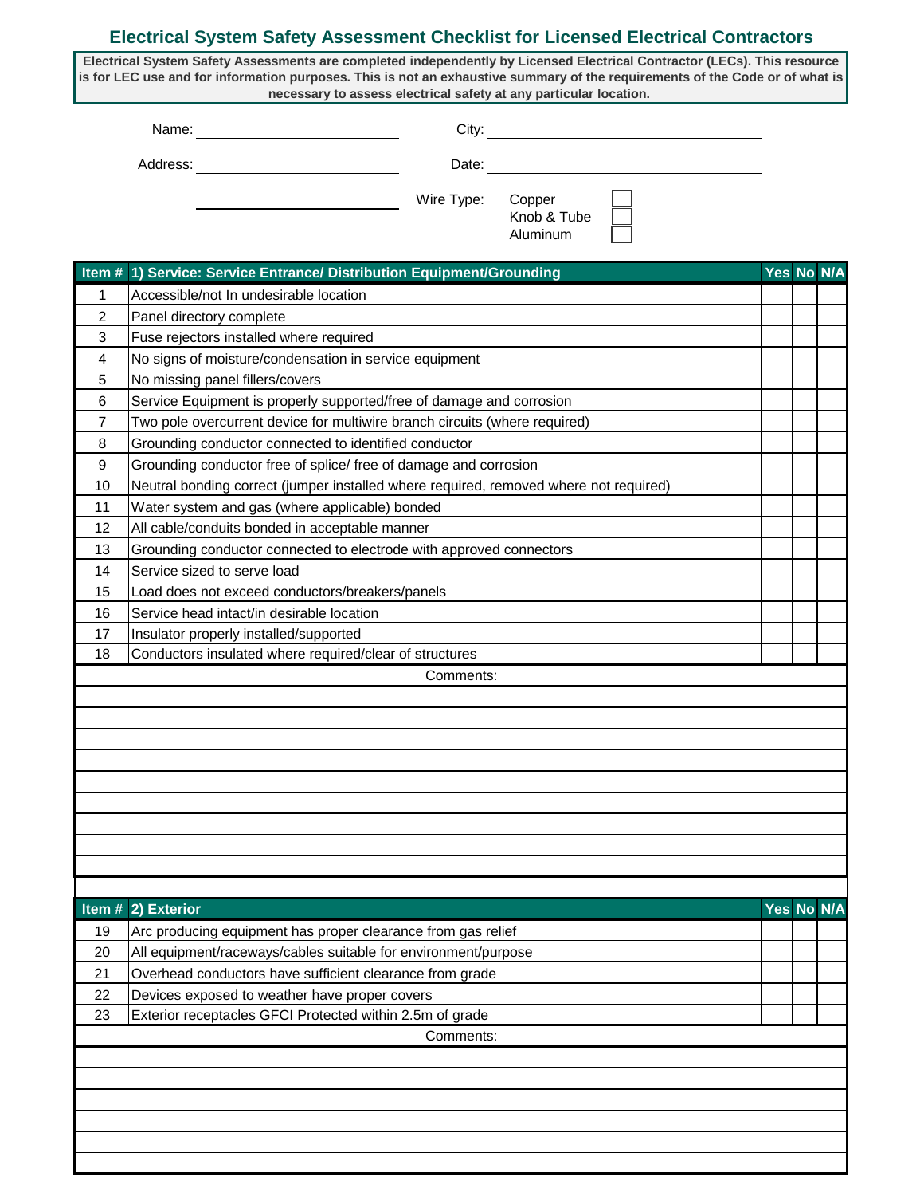# Electrical System Safety Assessment Checklist for Licensed Electrical Contractors

**Electrical System Safety Assessments are completed independently by Licensed Electrical Contractor (LECs). This resource is for LEC use and for information purposes. This is not an exhaustive summary of the requirements of the Code or of what is necessary to assess electrical safety at any particular location.**

Name: ______________________ City: ______________________

Address: ______________________ Date: ______________________

______________________

Wire Type:
- Copper ☐
- Knob & Tube ☐
- Aluminum ☐

| Item # | 1) Service: Service Entrance/ Distribution Equipment/Grounding | Yes | No | N/A |
|---|---|---|---|---|
| 1 | Accessible/not In undesirable location | | | |
| 2 | Panel directory complete | | | |
| 3 | Fuse rejectors installed where required | | | |
| 4 | No signs of moisture/condensation in service equipment | | | |
| 5 | No missing panel fillers/covers | | | |
| 6 | Service Equipment is properly supported/free of damage and corrosion | | | |
| 7 | Two pole overcurrent device for multiwire branch circuits (where required) | | | |
| 8 | Grounding conductor connected to identified conductor | | | |
| 9 | Grounding conductor free of splice/ free of damage and corrosion | | | |
| 10 | Neutral bonding correct (jumper installed where required, removed where not required) | | | |
| 11 | Water system and gas (where applicable) bonded | | | |
| 12 | All cable/conduits bonded in acceptable manner | | | |
| 13 | Grounding conductor connected to electrode with approved connectors | | | |
| 14 | Service sized to serve load | | | |
| 15 | Load does not exceed conductors/breakers/panels | | | |
| 16 | Service head intact/in desirable location | | | |
| 17 | Insulator properly installed/supported | | | |
| 18 | Conductors insulated where required/clear of structures | | | |

Comments:

| Item # | 2) Exterior | Yes | No | N/A |
|---|---|---|---|---|
| 19 | Arc producing equipment has proper clearance from gas relief | | | |
| 20 | All equipment/raceways/cables suitable for environment/purpose | | | |
| 21 | Overhead conductors have sufficient clearance from grade | | | |
| 22 | Devices exposed to weather have proper covers | | | |
| 23 | Exterior receptacles GFCI Protected within 2.5m of grade | | | |

Comments: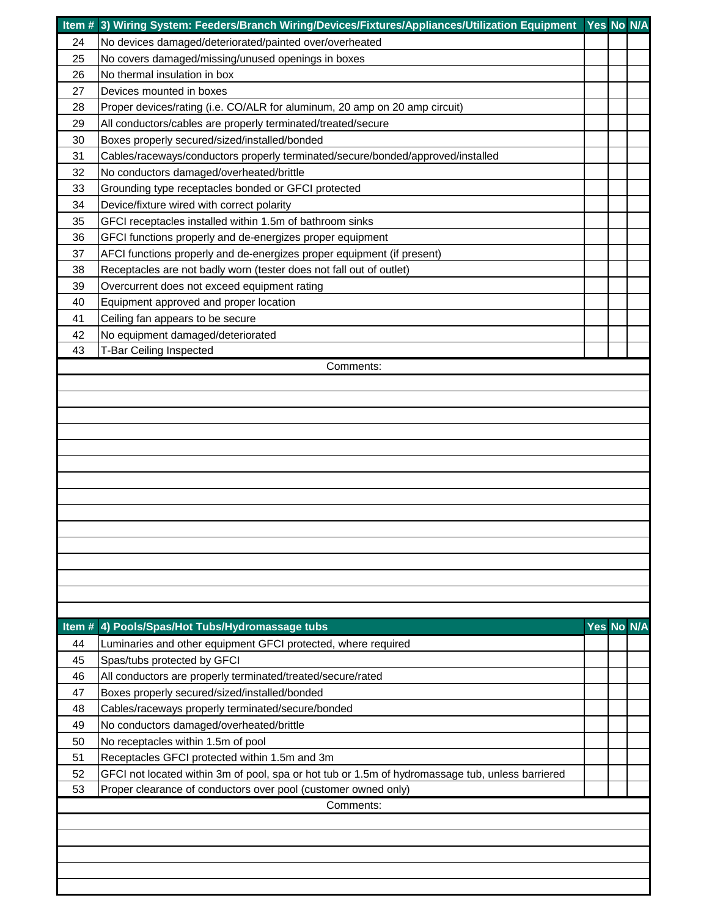| Item # | 3) Wiring System: Feeders/Branch Wiring/Devices/Fixtures/Appliances/Utilization Equipment | Yes | No | N/A |
|---|---|---|---|---|
| 24 | No devices damaged/deteriorated/painted over/overheated | | | |
| 25 | No covers damaged/missing/unused openings in boxes | | | |
| 26 | No thermal insulation in box | | | |
| 27 | Devices mounted in boxes | | | |
| 28 | Proper devices/rating (i.e. CO/ALR for aluminum, 20 amp on 20 amp circuit) | | | |
| 29 | All conductors/cables are properly terminated/treated/secure | | | |
| 30 | Boxes properly secured/sized/installed/bonded | | | |
| 31 | Cables/raceways/conductors properly terminated/secure/bonded/approved/installed | | | |
| 32 | No conductors damaged/overheated/brittle | | | |
| 33 | Grounding type receptacles bonded or GFCI protected | | | |
| 34 | Device/fixture wired with correct polarity | | | |
| 35 | GFCI receptacles installed within 1.5m of bathroom sinks | | | |
| 36 | GFCI functions properly and de-energizes proper equipment | | | |
| 37 | AFCI functions properly and de-energizes proper equipment (if present) | | | |
| 38 | Receptacles are not badly worn (tester does not fall out of outlet) | | | |
| 39 | Overcurrent does not exceed equipment rating | | | |
| 40 | Equipment approved and proper location | | | |
| 41 | Ceiling fan appears to be secure | | | |
| 42 | No equipment damaged/deteriorated | | | |
| 43 | T-Bar Ceiling Inspected | | | |

Comments:

| Item # | 4) Pools/Spas/Hot Tubs/Hydromassage tubs | Yes | No | N/A |
|---|---|---|---|---|
| 44 | Luminaries and other equipment GFCI protected, where required | | | |
| 45 | Spas/tubs protected by GFCI | | | |
| 46 | All conductors are properly terminated/treated/secure/rated | | | |
| 47 | Boxes properly secured/sized/installed/bonded | | | |
| 48 | Cables/raceways properly terminated/secure/bonded | | | |
| 49 | No conductors damaged/overheated/brittle | | | |
| 50 | No receptacles within 1.5m of pool | | | |
| 51 | Receptacles GFCI protected within 1.5m and 3m | | | |
| 52 | GFCI not located within 3m of pool, spa or hot tub or 1.5m of hydromassage tub, unless barriered | | | |
| 53 | Proper clearance of conductors over pool (customer owned only) | | | |

Comments: